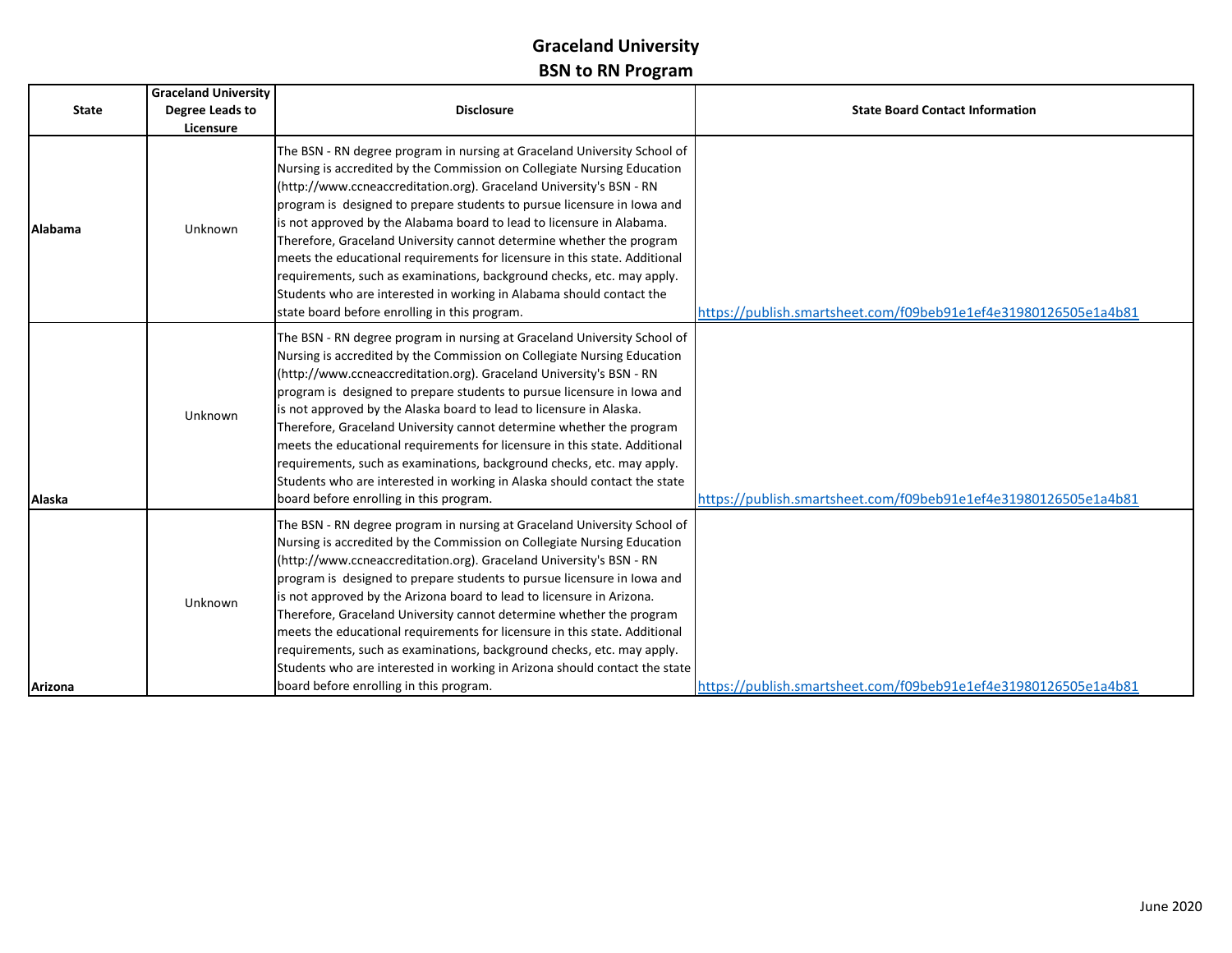# Graceland University
## BSN to RN Program

| State | Graceland University Degree Leads to Licensure | Disclosure | State Board Contact Information |
|---|---|---|---|
| Alabama | Unknown | The BSN - RN degree program in nursing at Graceland University School of Nursing is accredited by the Commission on Collegiate Nursing Education (http://www.ccneaccreditation.org). Graceland University's BSN - RN program is designed to prepare students to pursue licensure in Iowa and is not approved by the Alabama board to lead to licensure in Alabama. Therefore, Graceland University cannot determine whether the program meets the educational requirements for licensure in this state. Additional requirements, such as examinations, background checks, etc. may apply. Students who are interested in working in Alabama should contact the state board before enrolling in this program. | https://publish.smartsheet.com/f09beb91e1ef4e31980126505e1a4b81 |
| Alaska | Unknown | The BSN - RN degree program in nursing at Graceland University School of Nursing is accredited by the Commission on Collegiate Nursing Education (http://www.ccneaccreditation.org). Graceland University's BSN - RN program is designed to prepare students to pursue licensure in Iowa and is not approved by the Alaska board to lead to licensure in Alaska. Therefore, Graceland University cannot determine whether the program meets the educational requirements for licensure in this state. Additional requirements, such as examinations, background checks, etc. may apply. Students who are interested in working in Alaska should contact the state board before enrolling in this program. | https://publish.smartsheet.com/f09beb91e1ef4e31980126505e1a4b81 |
| Arizona | Unknown | The BSN - RN degree program in nursing at Graceland University School of Nursing is accredited by the Commission on Collegiate Nursing Education (http://www.ccneaccreditation.org). Graceland University's BSN - RN program is designed to prepare students to pursue licensure in Iowa and is not approved by the Arizona board to lead to licensure in Arizona. Therefore, Graceland University cannot determine whether the program meets the educational requirements for licensure in this state. Additional requirements, such as examinations, background checks, etc. may apply. Students who are interested in working in Arizona should contact the state board before enrolling in this program. | https://publish.smartsheet.com/f09beb91e1ef4e31980126505e1a4b81 |

June 2020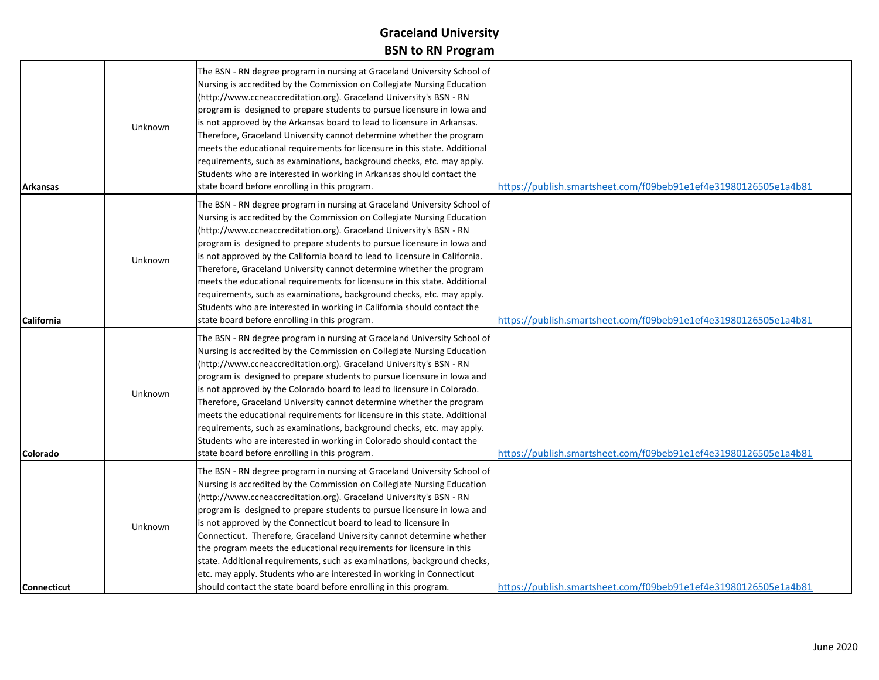## Graceland University
## BSN to RN Program

| | | | |
|---|---|---|---|
| **Arkansas** | Unknown | The BSN - RN degree program in nursing at Graceland University School of Nursing is accredited by the Commission on Collegiate Nursing Education (http://www.ccneaccreditation.org). Graceland University's BSN - RN program is designed to prepare students to pursue licensure in Iowa and is not approved by the Arkansas board to lead to licensure in Arkansas. Therefore, Graceland University cannot determine whether the program meets the educational requirements for licensure in this state. Additional requirements, such as examinations, background checks, etc. may apply. Students who are interested in working in Arkansas should contact the state board before enrolling in this program. | https://publish.smartsheet.com/f09beb91e1ef4e31980126505e1a4b81 |
| **California** | Unknown | The BSN - RN degree program in nursing at Graceland University School of Nursing is accredited by the Commission on Collegiate Nursing Education (http://www.ccneaccreditation.org). Graceland University's BSN - RN program is designed to prepare students to pursue licensure in Iowa and is not approved by the California board to lead to licensure in California. Therefore, Graceland University cannot determine whether the program meets the educational requirements for licensure in this state. Additional requirements, such as examinations, background checks, etc. may apply. Students who are interested in working in California should contact the state board before enrolling in this program. | https://publish.smartsheet.com/f09beb91e1ef4e31980126505e1a4b81 |
| **Colorado** | Unknown | The BSN - RN degree program in nursing at Graceland University School of Nursing is accredited by the Commission on Collegiate Nursing Education (http://www.ccneaccreditation.org). Graceland University's BSN - RN program is designed to prepare students to pursue licensure in Iowa and is not approved by the Colorado board to lead to licensure in Colorado. Therefore, Graceland University cannot determine whether the program meets the educational requirements for licensure in this state. Additional requirements, such as examinations, background checks, etc. may apply. Students who are interested in working in Colorado should contact the state board before enrolling in this program. | https://publish.smartsheet.com/f09beb91e1ef4e31980126505e1a4b81 |
| **Connecticut** | Unknown | The BSN - RN degree program in nursing at Graceland University School of Nursing is accredited by the Commission on Collegiate Nursing Education (http://www.ccneaccreditation.org). Graceland University's BSN - RN program is designed to prepare students to pursue licensure in Iowa and is not approved by the Connecticut board to lead to licensure in Connecticut. Therefore, Graceland University cannot determine whether the program meets the educational requirements for licensure in this state. Additional requirements, such as examinations, background checks, etc. may apply. Students who are interested in working in Connecticut should contact the state board before enrolling in this program. | https://publish.smartsheet.com/f09beb91e1ef4e31980126505e1a4b81 |

June 2020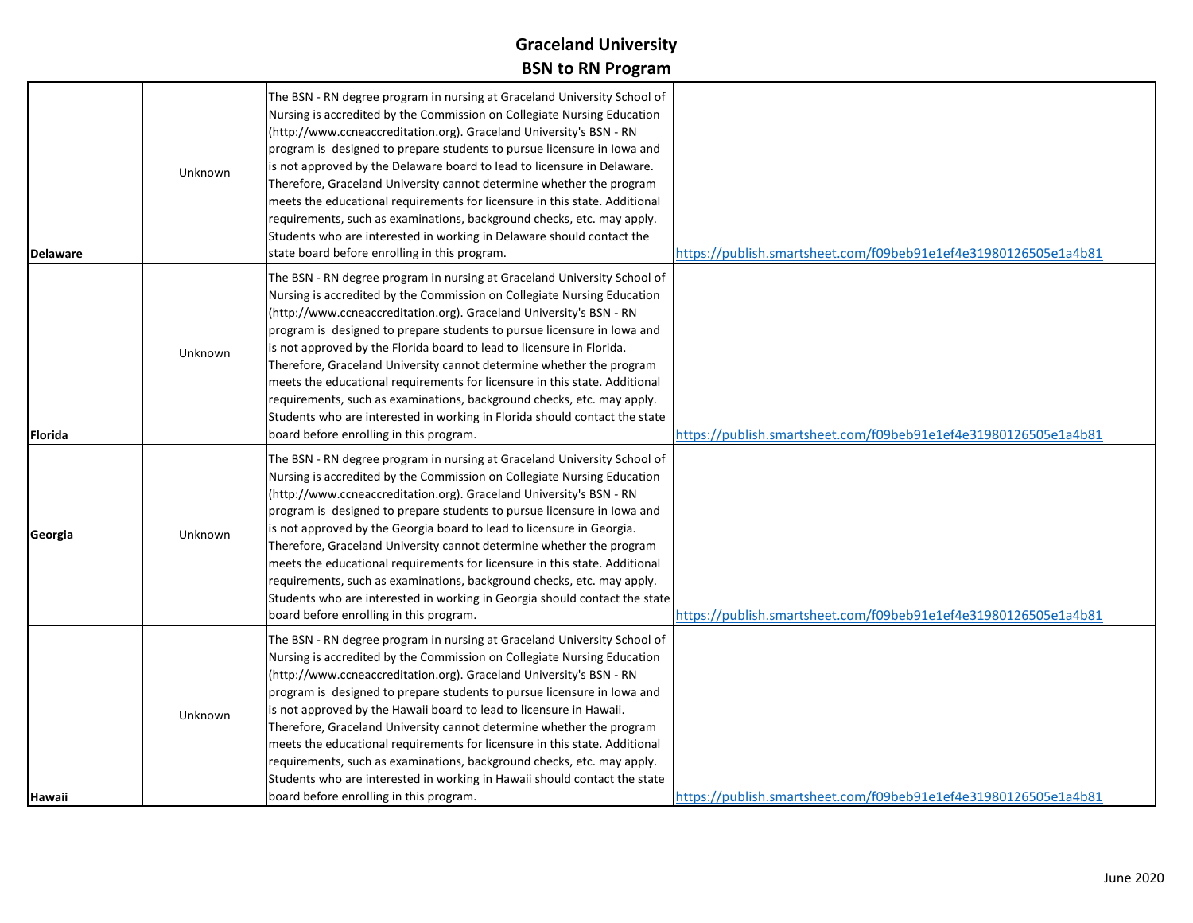# Graceland University
## BSN to RN Program

| | | | |
|---|---|---|---|
| **Delaware** | Unknown | The BSN - RN degree program in nursing at Graceland University School of Nursing is accredited by the Commission on Collegiate Nursing Education (http://www.ccneaccreditation.org). Graceland University's BSN - RN program is designed to prepare students to pursue licensure in Iowa and is not approved by the Delaware board to lead to licensure in Delaware. Therefore, Graceland University cannot determine whether the program meets the educational requirements for licensure in this state. Additional requirements, such as examinations, background checks, etc. may apply. Students who are interested in working in Delaware should contact the state board before enrolling in this program. | https://publish.smartsheet.com/f09beb91e1ef4e31980126505e1a4b81 |
| **Florida** | Unknown | The BSN - RN degree program in nursing at Graceland University School of Nursing is accredited by the Commission on Collegiate Nursing Education (http://www.ccneaccreditation.org). Graceland University's BSN - RN program is designed to prepare students to pursue licensure in Iowa and is not approved by the Florida board to lead to licensure in Florida. Therefore, Graceland University cannot determine whether the program meets the educational requirements for licensure in this state. Additional requirements, such as examinations, background checks, etc. may apply. Students who are interested in working in Florida should contact the state board before enrolling in this program. | https://publish.smartsheet.com/f09beb91e1ef4e31980126505e1a4b81 |
| **Georgia** | Unknown | The BSN - RN degree program in nursing at Graceland University School of Nursing is accredited by the Commission on Collegiate Nursing Education (http://www.ccneaccreditation.org). Graceland University's BSN - RN program is designed to prepare students to pursue licensure in Iowa and is not approved by the Georgia board to lead to licensure in Georgia. Therefore, Graceland University cannot determine whether the program meets the educational requirements for licensure in this state. Additional requirements, such as examinations, background checks, etc. may apply. Students who are interested in working in Georgia should contact the state board before enrolling in this program. | https://publish.smartsheet.com/f09beb91e1ef4e31980126505e1a4b81 |
| **Hawaii** | Unknown | The BSN - RN degree program in nursing at Graceland University School of Nursing is accredited by the Commission on Collegiate Nursing Education (http://www.ccneaccreditation.org). Graceland University's BSN - RN program is designed to prepare students to pursue licensure in Iowa and is not approved by the Hawaii board to lead to licensure in Hawaii. Therefore, Graceland University cannot determine whether the program meets the educational requirements for licensure in this state. Additional requirements, such as examinations, background checks, etc. may apply. Students who are interested in working in Hawaii should contact the state board before enrolling in this program. | https://publish.smartsheet.com/f09beb91e1ef4e31980126505e1a4b81 |

June 2020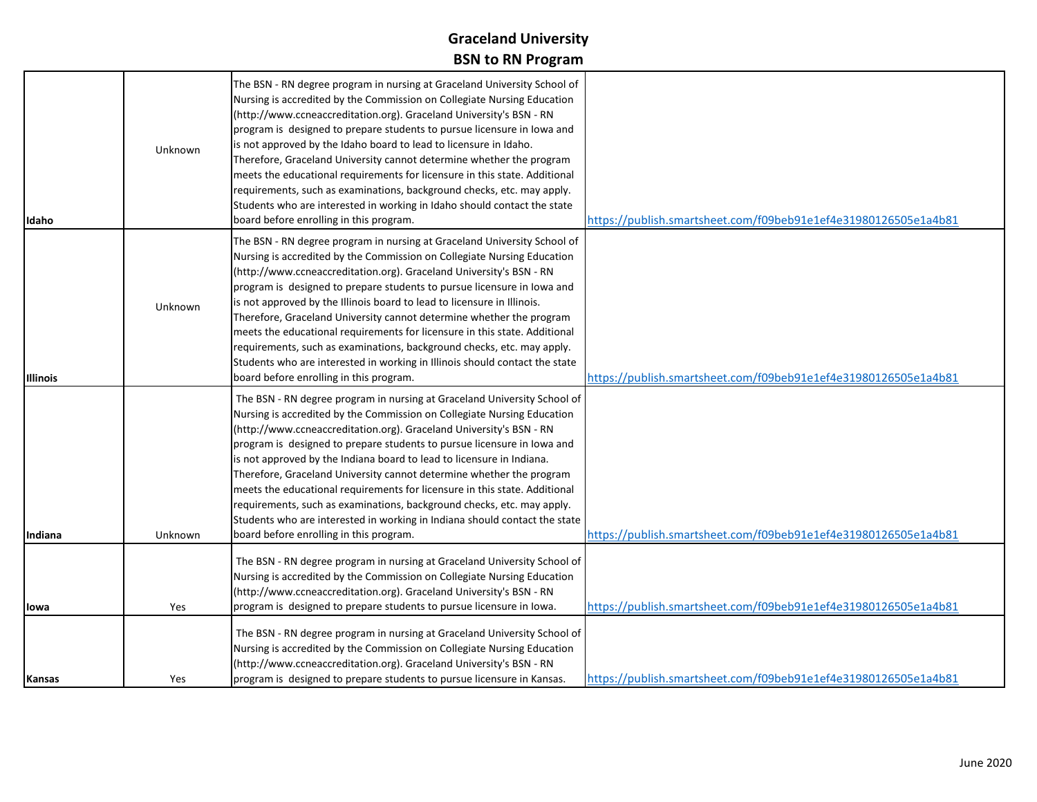# Graceland University
## BSN to RN Program

| | | | |
|---|---|---|---|
| **Idaho** | Unknown | The BSN - RN degree program in nursing at Graceland University School of Nursing is accredited by the Commission on Collegiate Nursing Education (http://www.ccneaccreditation.org). Graceland University's BSN - RN program is designed to prepare students to pursue licensure in Iowa and is not approved by the Idaho board to lead to licensure in Idaho. Therefore, Graceland University cannot determine whether the program meets the educational requirements for licensure in this state. Additional requirements, such as examinations, background checks, etc. may apply. Students who are interested in working in Idaho should contact the state board before enrolling in this program. | https://publish.smartsheet.com/f09beb91e1ef4e31980126505e1a4b81 |
| **Illinois** | Unknown | The BSN - RN degree program in nursing at Graceland University School of Nursing is accredited by the Commission on Collegiate Nursing Education (http://www.ccneaccreditation.org). Graceland University's BSN - RN program is designed to prepare students to pursue licensure in Iowa and is not approved by the Illinois board to lead to licensure in Illinois. Therefore, Graceland University cannot determine whether the program meets the educational requirements for licensure in this state. Additional requirements, such as examinations, background checks, etc. may apply. Students who are interested in working in Illinois should contact the state board before enrolling in this program. | https://publish.smartsheet.com/f09beb91e1ef4e31980126505e1a4b81 |
| **Indiana** | Unknown | The BSN - RN degree program in nursing at Graceland University School of Nursing is accredited by the Commission on Collegiate Nursing Education (http://www.ccneaccreditation.org). Graceland University's BSN - RN program is designed to prepare students to pursue licensure in Iowa and is not approved by the Indiana board to lead to licensure in Indiana. Therefore, Graceland University cannot determine whether the program meets the educational requirements for licensure in this state. Additional requirements, such as examinations, background checks, etc. may apply. Students who are interested in working in Indiana should contact the state board before enrolling in this program. | https://publish.smartsheet.com/f09beb91e1ef4e31980126505e1a4b81 |
| **Iowa** | Yes | The BSN - RN degree program in nursing at Graceland University School of Nursing is accredited by the Commission on Collegiate Nursing Education (http://www.ccneaccreditation.org). Graceland University's BSN - RN program is designed to prepare students to pursue licensure in Iowa. | https://publish.smartsheet.com/f09beb91e1ef4e31980126505e1a4b81 |
| **Kansas** | Yes | The BSN - RN degree program in nursing at Graceland University School of Nursing is accredited by the Commission on Collegiate Nursing Education (http://www.ccneaccreditation.org). Graceland University's BSN - RN program is designed to prepare students to pursue licensure in Kansas. | https://publish.smartsheet.com/f09beb91e1ef4e31980126505e1a4b81 |

June 2020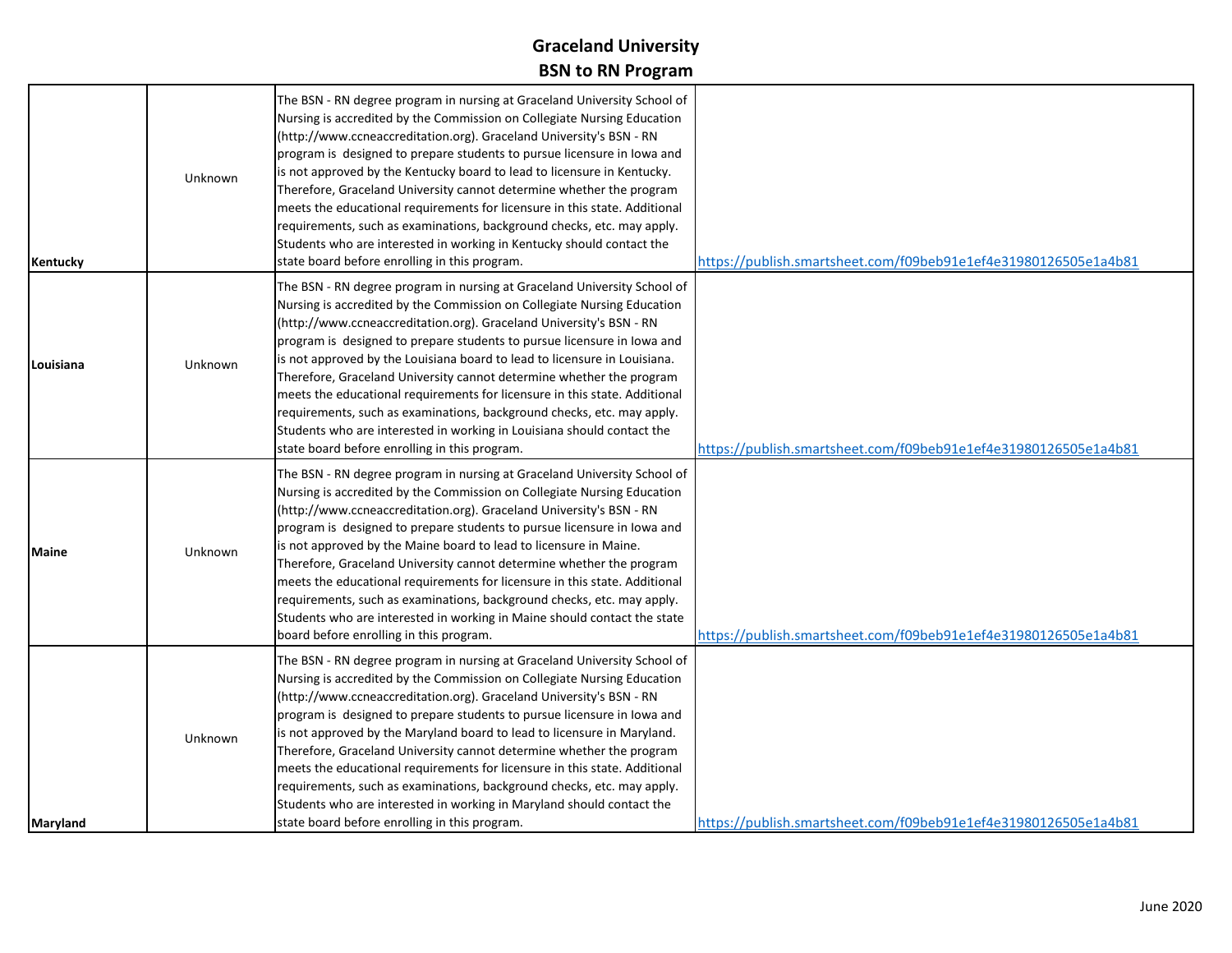# Graceland University
## BSN to RN Program

| | | | |
|---|---|---|---|
| **Kentucky** | Unknown | The BSN - RN degree program in nursing at Graceland University School of Nursing is accredited by the Commission on Collegiate Nursing Education (http://www.ccneaccreditation.org). Graceland University's BSN - RN program is designed to prepare students to pursue licensure in Iowa and is not approved by the Kentucky board to lead to licensure in Kentucky. Therefore, Graceland University cannot determine whether the program meets the educational requirements for licensure in this state. Additional requirements, such as examinations, background checks, etc. may apply. Students who are interested in working in Kentucky should contact the state board before enrolling in this program. | https://publish.smartsheet.com/f09beb91e1ef4e31980126505e1a4b81 |
| **Louisiana** | Unknown | The BSN - RN degree program in nursing at Graceland University School of Nursing is accredited by the Commission on Collegiate Nursing Education (http://www.ccneaccreditation.org). Graceland University's BSN - RN program is designed to prepare students to pursue licensure in Iowa and is not approved by the Louisiana board to lead to licensure in Louisiana. Therefore, Graceland University cannot determine whether the program meets the educational requirements for licensure in this state. Additional requirements, such as examinations, background checks, etc. may apply. Students who are interested in working in Louisiana should contact the state board before enrolling in this program. | https://publish.smartsheet.com/f09beb91e1ef4e31980126505e1a4b81 |
| **Maine** | Unknown | The BSN - RN degree program in nursing at Graceland University School of Nursing is accredited by the Commission on Collegiate Nursing Education (http://www.ccneaccreditation.org). Graceland University's BSN - RN program is designed to prepare students to pursue licensure in Iowa and is not approved by the Maine board to lead to licensure in Maine. Therefore, Graceland University cannot determine whether the program meets the educational requirements for licensure in this state. Additional requirements, such as examinations, background checks, etc. may apply. Students who are interested in working in Maine should contact the state board before enrolling in this program. | https://publish.smartsheet.com/f09beb91e1ef4e31980126505e1a4b81 |
| **Maryland** | Unknown | The BSN - RN degree program in nursing at Graceland University School of Nursing is accredited by the Commission on Collegiate Nursing Education (http://www.ccneaccreditation.org). Graceland University's BSN - RN program is designed to prepare students to pursue licensure in Iowa and is not approved by the Maryland board to lead to licensure in Maryland. Therefore, Graceland University cannot determine whether the program meets the educational requirements for licensure in this state. Additional requirements, such as examinations, background checks, etc. may apply. Students who are interested in working in Maryland should contact the state board before enrolling in this program. | https://publish.smartsheet.com/f09beb91e1ef4e31980126505e1a4b81 |

June 2020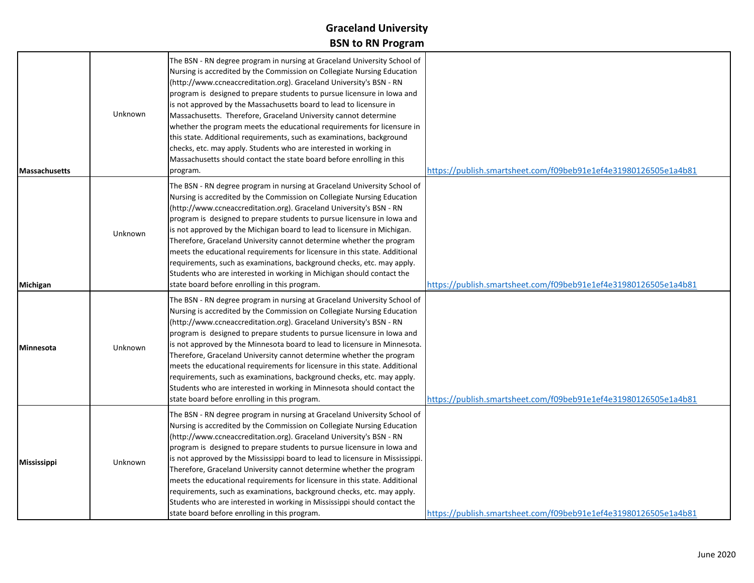# Graceland University
## BSN to RN Program

| | | | |
|---|---|---|---|
| **Massachusetts** | Unknown | The BSN - RN degree program in nursing at Graceland University School of Nursing is accredited by the Commission on Collegiate Nursing Education (http://www.ccneaccreditation.org). Graceland University's BSN - RN program is designed to prepare students to pursue licensure in Iowa and is not approved by the Massachusetts board to lead to licensure in Massachusetts. Therefore, Graceland University cannot determine whether the program meets the educational requirements for licensure in this state. Additional requirements, such as examinations, background checks, etc. may apply. Students who are interested in working in Massachusetts should contact the state board before enrolling in this program. | https://publish.smartsheet.com/f09beb91e1ef4e31980126505e1a4b81 |
| **Michigan** | Unknown | The BSN - RN degree program in nursing at Graceland University School of Nursing is accredited by the Commission on Collegiate Nursing Education (http://www.ccneaccreditation.org). Graceland University's BSN - RN program is designed to prepare students to pursue licensure in Iowa and is not approved by the Michigan board to lead to licensure in Michigan. Therefore, Graceland University cannot determine whether the program meets the educational requirements for licensure in this state. Additional requirements, such as examinations, background checks, etc. may apply. Students who are interested in working in Michigan should contact the state board before enrolling in this program. | https://publish.smartsheet.com/f09beb91e1ef4e31980126505e1a4b81 |
| **Minnesota** | Unknown | The BSN - RN degree program in nursing at Graceland University School of Nursing is accredited by the Commission on Collegiate Nursing Education (http://www.ccneaccreditation.org). Graceland University's BSN - RN program is designed to prepare students to pursue licensure in Iowa and is not approved by the Minnesota board to lead to licensure in Minnesota. Therefore, Graceland University cannot determine whether the program meets the educational requirements for licensure in this state. Additional requirements, such as examinations, background checks, etc. may apply. Students who are interested in working in Minnesota should contact the state board before enrolling in this program. | https://publish.smartsheet.com/f09beb91e1ef4e31980126505e1a4b81 |
| **Mississippi** | Unknown | The BSN - RN degree program in nursing at Graceland University School of Nursing is accredited by the Commission on Collegiate Nursing Education (http://www.ccneaccreditation.org). Graceland University's BSN - RN program is designed to prepare students to pursue licensure in Iowa and is not approved by the Mississippi board to lead to licensure in Mississippi. Therefore, Graceland University cannot determine whether the program meets the educational requirements for licensure in this state. Additional requirements, such as examinations, background checks, etc. may apply. Students who are interested in working in Mississippi should contact the state board before enrolling in this program. | https://publish.smartsheet.com/f09beb91e1ef4e31980126505e1a4b81 |

June 2020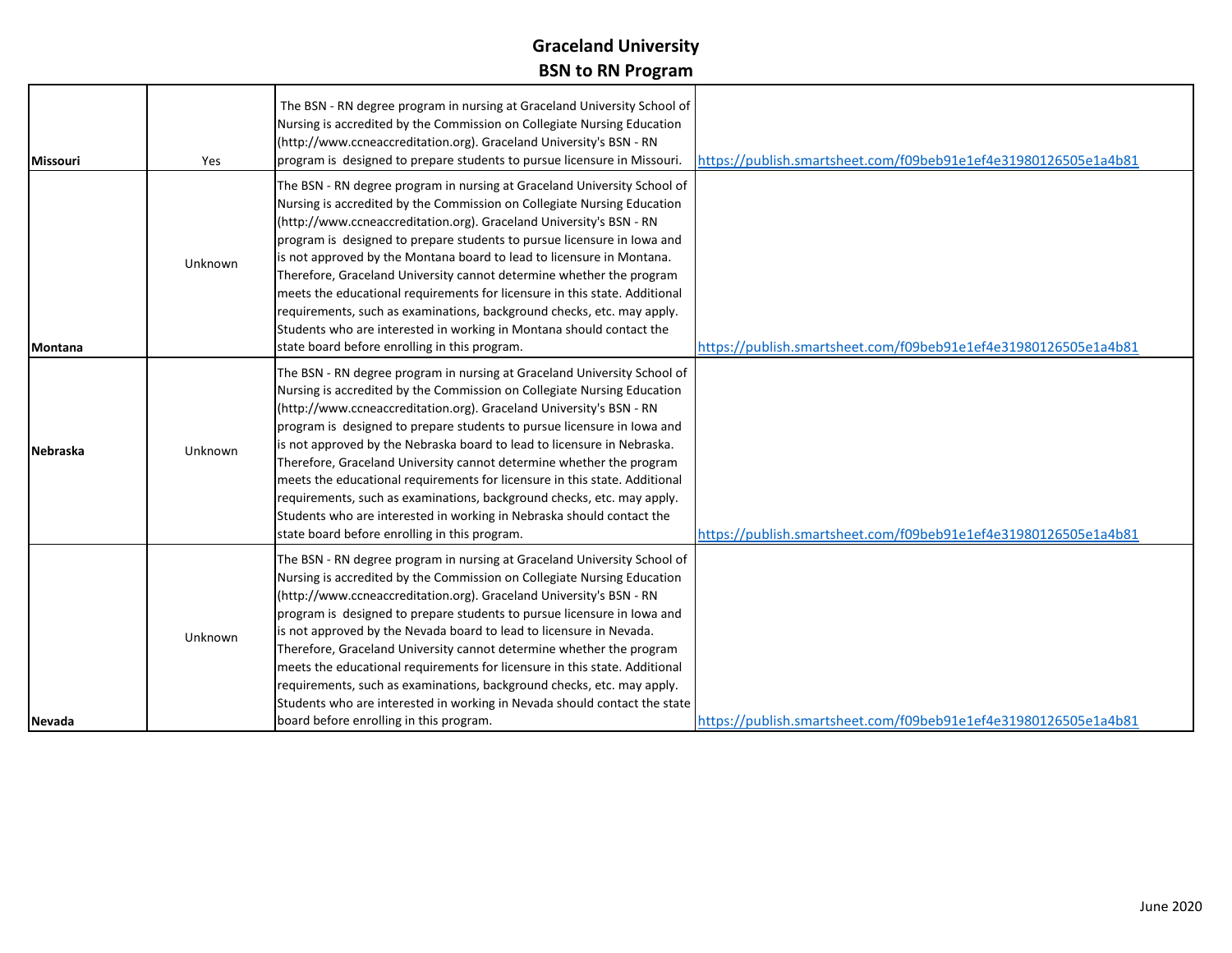## Graceland University
## BSN to RN Program

| | | | |
|---|---|---|---|
| **Missouri** | Yes | The BSN - RN degree program in nursing at Graceland University School of Nursing is accredited by the Commission on Collegiate Nursing Education (http://www.ccneaccreditation.org). Graceland University's BSN - RN program is designed to prepare students to pursue licensure in Missouri. | https://publish.smartsheet.com/f09beb91e1ef4e31980126505e1a4b81 |
| **Montana** | Unknown | The BSN - RN degree program in nursing at Graceland University School of Nursing is accredited by the Commission on Collegiate Nursing Education (http://www.ccneaccreditation.org). Graceland University's BSN - RN program is designed to prepare students to pursue licensure in Iowa and is not approved by the Montana board to lead to licensure in Montana. Therefore, Graceland University cannot determine whether the program meets the educational requirements for licensure in this state. Additional requirements, such as examinations, background checks, etc. may apply. Students who are interested in working in Montana should contact the state board before enrolling in this program. | https://publish.smartsheet.com/f09beb91e1ef4e31980126505e1a4b81 |
| **Nebraska** | Unknown | The BSN - RN degree program in nursing at Graceland University School of Nursing is accredited by the Commission on Collegiate Nursing Education (http://www.ccneaccreditation.org). Graceland University's BSN - RN program is designed to prepare students to pursue licensure in Iowa and is not approved by the Nebraska board to lead to licensure in Nebraska. Therefore, Graceland University cannot determine whether the program meets the educational requirements for licensure in this state. Additional requirements, such as examinations, background checks, etc. may apply. Students who are interested in working in Nebraska should contact the state board before enrolling in this program. | https://publish.smartsheet.com/f09beb91e1ef4e31980126505e1a4b81 |
| **Nevada** | Unknown | The BSN - RN degree program in nursing at Graceland University School of Nursing is accredited by the Commission on Collegiate Nursing Education (http://www.ccneaccreditation.org). Graceland University's BSN - RN program is designed to prepare students to pursue licensure in Iowa and is not approved by the Nevada board to lead to licensure in Nevada. Therefore, Graceland University cannot determine whether the program meets the educational requirements for licensure in this state. Additional requirements, such as examinations, background checks, etc. may apply. Students who are interested in working in Nevada should contact the state board before enrolling in this program. | https://publish.smartsheet.com/f09beb91e1ef4e31980126505e1a4b81 |

June 2020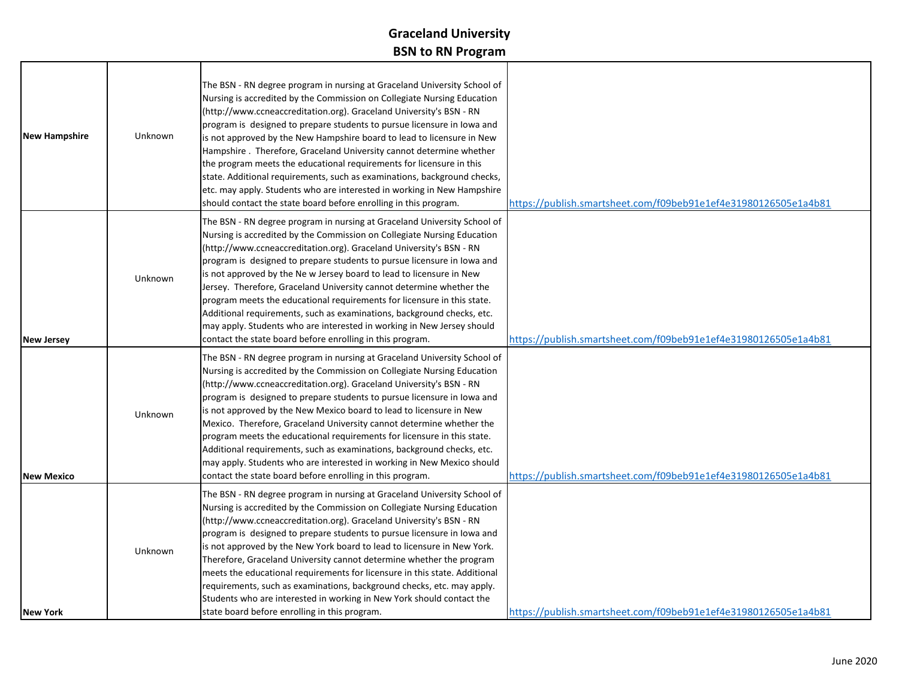# Graceland University
## BSN to RN Program

| | | | |
|---|---|---|---|
| **New Hampshire** | Unknown | The BSN - RN degree program in nursing at Graceland University School of Nursing is accredited by the Commission on Collegiate Nursing Education (http://www.ccneaccreditation.org). Graceland University's BSN - RN program is designed to prepare students to pursue licensure in Iowa and is not approved by the New Hampshire board to lead to licensure in New Hampshire . Therefore, Graceland University cannot determine whether the program meets the educational requirements for licensure in this state. Additional requirements, such as examinations, background checks, etc. may apply. Students who are interested in working in New Hampshire should contact the state board before enrolling in this program. | https://publish.smartsheet.com/f09beb91e1ef4e31980126505e1a4b81 |
| **New Jersey** | Unknown | The BSN - RN degree program in nursing at Graceland University School of Nursing is accredited by the Commission on Collegiate Nursing Education (http://www.ccneaccreditation.org). Graceland University's BSN - RN program is designed to prepare students to pursue licensure in Iowa and is not approved by the Ne w Jersey board to lead to licensure in New Jersey. Therefore, Graceland University cannot determine whether the program meets the educational requirements for licensure in this state. Additional requirements, such as examinations, background checks, etc. may apply. Students who are interested in working in New Jersey should contact the state board before enrolling in this program. | https://publish.smartsheet.com/f09beb91e1ef4e31980126505e1a4b81 |
| **New Mexico** | Unknown | The BSN - RN degree program in nursing at Graceland University School of Nursing is accredited by the Commission on Collegiate Nursing Education (http://www.ccneaccreditation.org). Graceland University's BSN - RN program is designed to prepare students to pursue licensure in Iowa and is not approved by the New Mexico board to lead to licensure in New Mexico. Therefore, Graceland University cannot determine whether the program meets the educational requirements for licensure in this state. Additional requirements, such as examinations, background checks, etc. may apply. Students who are interested in working in New Mexico should contact the state board before enrolling in this program. | https://publish.smartsheet.com/f09beb91e1ef4e31980126505e1a4b81 |
| **New York** | Unknown | The BSN - RN degree program in nursing at Graceland University School of Nursing is accredited by the Commission on Collegiate Nursing Education (http://www.ccneaccreditation.org). Graceland University's BSN - RN program is designed to prepare students to pursue licensure in Iowa and is not approved by the New York board to lead to licensure in New York. Therefore, Graceland University cannot determine whether the program meets the educational requirements for licensure in this state. Additional requirements, such as examinations, background checks, etc. may apply. Students who are interested in working in New York should contact the state board before enrolling in this program. | https://publish.smartsheet.com/f09beb91e1ef4e31980126505e1a4b81 |

June 2020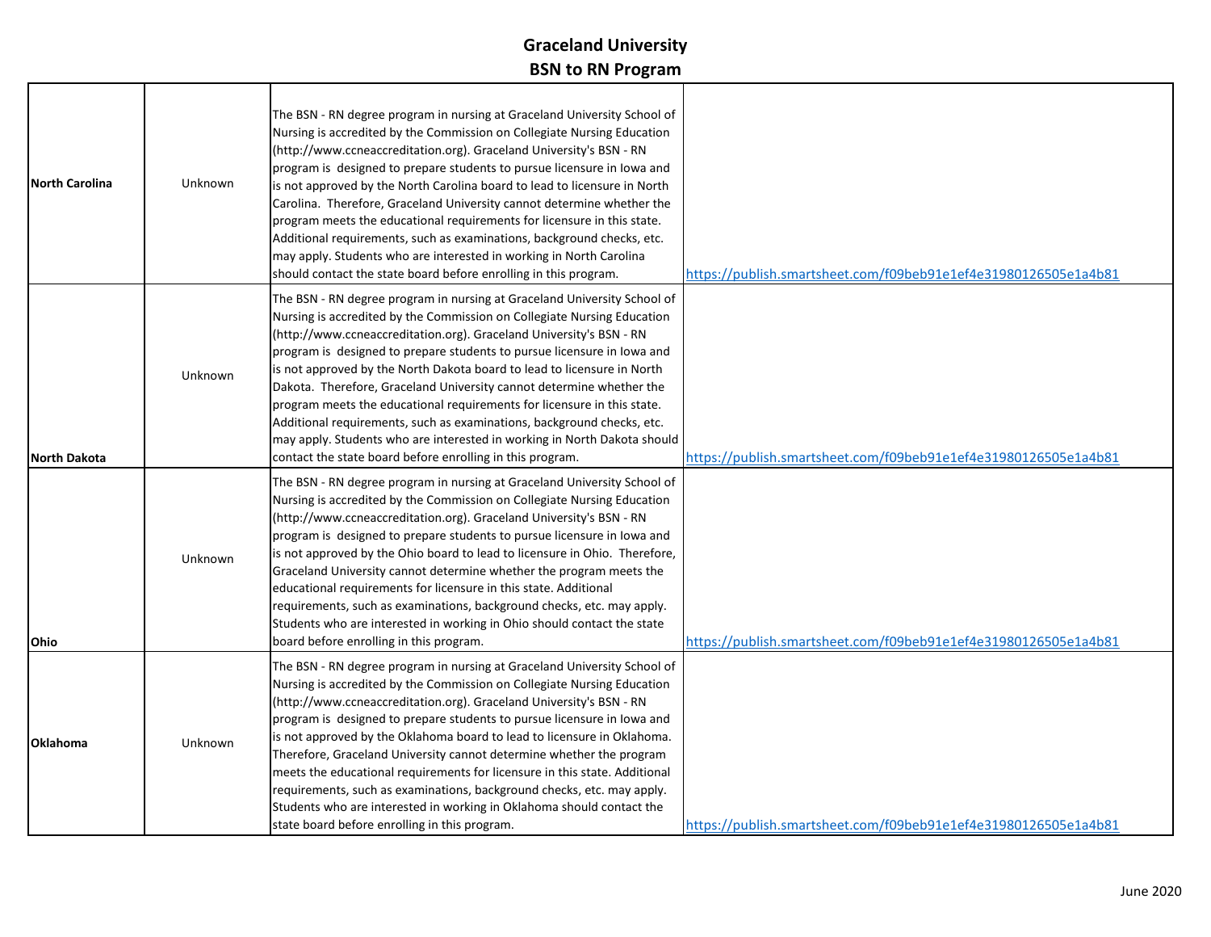# Graceland University
## BSN to RN Program

| | | | |
|---|---|---|---|
| **North Carolina** | Unknown | The BSN - RN degree program in nursing at Graceland University School of Nursing is accredited by the Commission on Collegiate Nursing Education (http://www.ccneaccreditation.org). Graceland University's BSN - RN program is designed to prepare students to pursue licensure in Iowa and is not approved by the North Carolina board to lead to licensure in North Carolina. Therefore, Graceland University cannot determine whether the program meets the educational requirements for licensure in this state. Additional requirements, such as examinations, background checks, etc. may apply. Students who are interested in working in North Carolina should contact the state board before enrolling in this program. | https://publish.smartsheet.com/f09beb91e1ef4e31980126505e1a4b81 |
| **North Dakota** | Unknown | The BSN - RN degree program in nursing at Graceland University School of Nursing is accredited by the Commission on Collegiate Nursing Education (http://www.ccneaccreditation.org). Graceland University's BSN - RN program is designed to prepare students to pursue licensure in Iowa and is not approved by the North Dakota board to lead to licensure in North Dakota. Therefore, Graceland University cannot determine whether the program meets the educational requirements for licensure in this state. Additional requirements, such as examinations, background checks, etc. may apply. Students who are interested in working in North Dakota should contact the state board before enrolling in this program. | https://publish.smartsheet.com/f09beb91e1ef4e31980126505e1a4b81 |
| **Ohio** | Unknown | The BSN - RN degree program in nursing at Graceland University School of Nursing is accredited by the Commission on Collegiate Nursing Education (http://www.ccneaccreditation.org). Graceland University's BSN - RN program is designed to prepare students to pursue licensure in Iowa and is not approved by the Ohio board to lead to licensure in Ohio. Therefore, Graceland University cannot determine whether the program meets the educational requirements for licensure in this state. Additional requirements, such as examinations, background checks, etc. may apply. Students who are interested in working in Ohio should contact the state board before enrolling in this program. | https://publish.smartsheet.com/f09beb91e1ef4e31980126505e1a4b81 |
| **Oklahoma** | Unknown | The BSN - RN degree program in nursing at Graceland University School of Nursing is accredited by the Commission on Collegiate Nursing Education (http://www.ccneaccreditation.org). Graceland University's BSN - RN program is designed to prepare students to pursue licensure in Iowa and is not approved by the Oklahoma board to lead to licensure in Oklahoma. Therefore, Graceland University cannot determine whether the program meets the educational requirements for licensure in this state. Additional requirements, such as examinations, background checks, etc. may apply. Students who are interested in working in Oklahoma should contact the state board before enrolling in this program. | https://publish.smartsheet.com/f09beb91e1ef4e31980126505e1a4b81 |

June 2020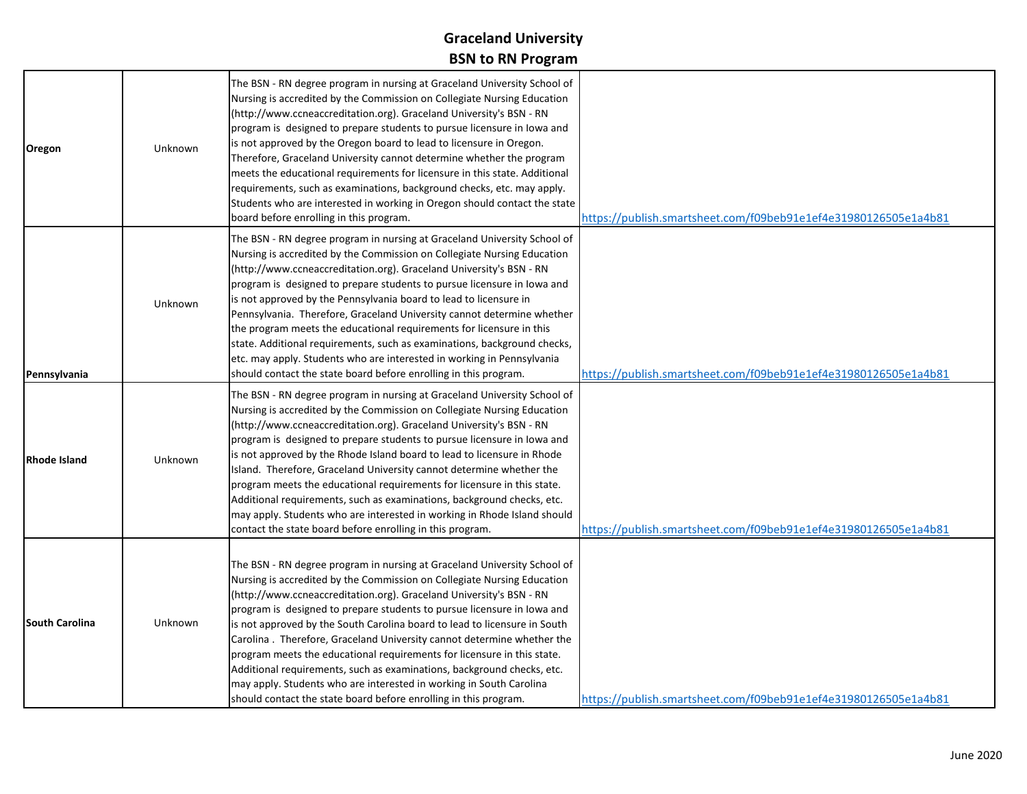# Graceland University
## BSN to RN Program

| | | | |
|---|---|---|---|
| **Oregon** | Unknown | The BSN - RN degree program in nursing at Graceland University School of Nursing is accredited by the Commission on Collegiate Nursing Education (http://www.ccneaccreditation.org). Graceland University's BSN - RN program is designed to prepare students to pursue licensure in Iowa and is not approved by the Oregon board to lead to licensure in Oregon. Therefore, Graceland University cannot determine whether the program meets the educational requirements for licensure in this state. Additional requirements, such as examinations, background checks, etc. may apply. Students who are interested in working in Oregon should contact the state board before enrolling in this program. | https://publish.smartsheet.com/f09beb91e1ef4e31980126505e1a4b81 |
| **Pennsylvania** | Unknown | The BSN - RN degree program in nursing at Graceland University School of Nursing is accredited by the Commission on Collegiate Nursing Education (http://www.ccneaccreditation.org). Graceland University's BSN - RN program is designed to prepare students to pursue licensure in Iowa and is not approved by the Pennsylvania board to lead to licensure in Pennsylvania. Therefore, Graceland University cannot determine whether the program meets the educational requirements for licensure in this state. Additional requirements, such as examinations, background checks, etc. may apply. Students who are interested in working in Pennsylvania should contact the state board before enrolling in this program. | https://publish.smartsheet.com/f09beb91e1ef4e31980126505e1a4b81 |
| **Rhode Island** | Unknown | The BSN - RN degree program in nursing at Graceland University School of Nursing is accredited by the Commission on Collegiate Nursing Education (http://www.ccneaccreditation.org). Graceland University's BSN - RN program is designed to prepare students to pursue licensure in Iowa and is not approved by the Rhode Island board to lead to licensure in Rhode Island. Therefore, Graceland University cannot determine whether the program meets the educational requirements for licensure in this state. Additional requirements, such as examinations, background checks, etc. may apply. Students who are interested in working in Rhode Island should contact the state board before enrolling in this program. | https://publish.smartsheet.com/f09beb91e1ef4e31980126505e1a4b81 |
| **South Carolina** | Unknown | The BSN - RN degree program in nursing at Graceland University School of Nursing is accredited by the Commission on Collegiate Nursing Education (http://www.ccneaccreditation.org). Graceland University's BSN - RN program is designed to prepare students to pursue licensure in Iowa and is not approved by the South Carolina board to lead to licensure in South Carolina . Therefore, Graceland University cannot determine whether the program meets the educational requirements for licensure in this state. Additional requirements, such as examinations, background checks, etc. may apply. Students who are interested in working in South Carolina should contact the state board before enrolling in this program. | https://publish.smartsheet.com/f09beb91e1ef4e31980126505e1a4b81 |

June 2020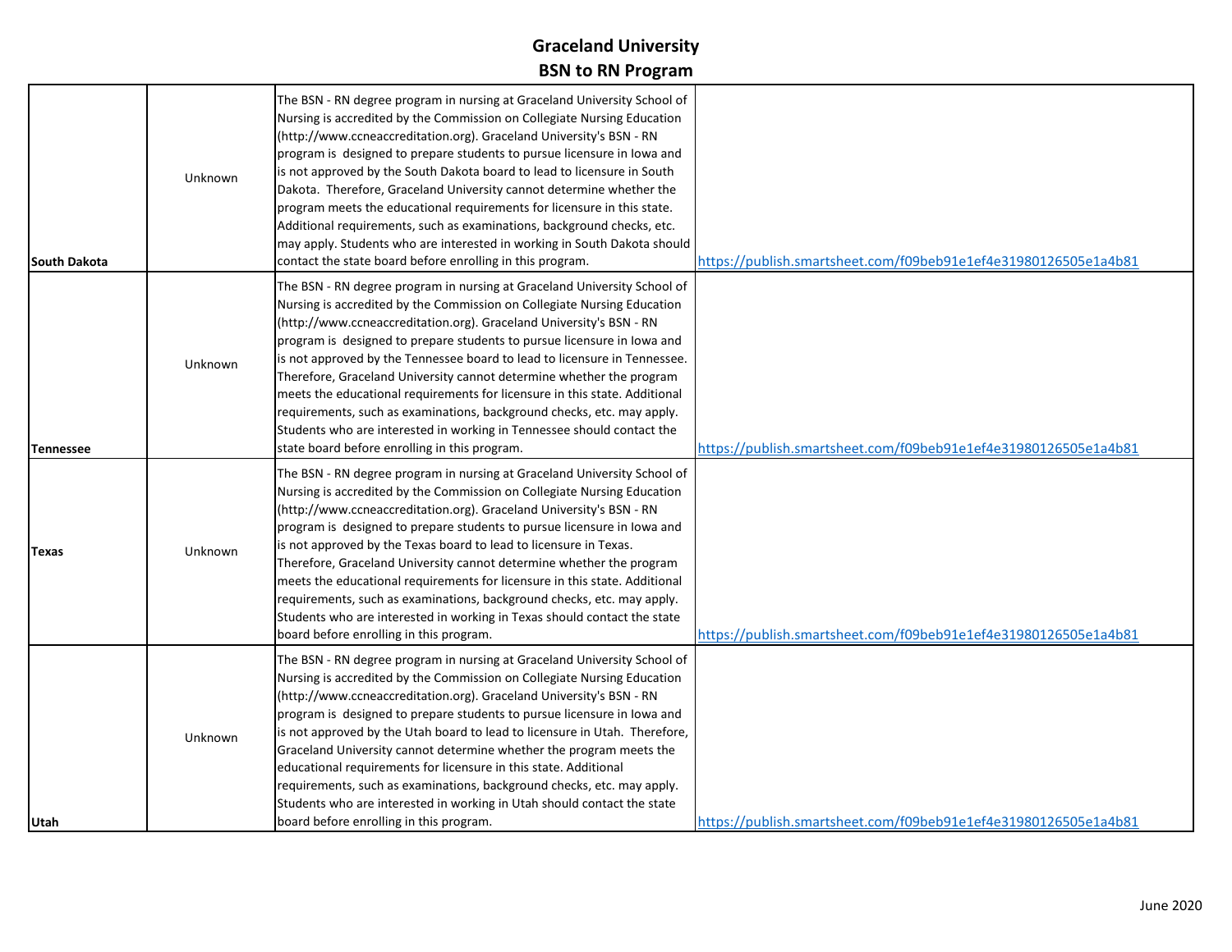# Graceland University
## BSN to RN Program

| | | | |
|---|---|---|---|
| **South Dakota** | Unknown | The BSN - RN degree program in nursing at Graceland University School of Nursing is accredited by the Commission on Collegiate Nursing Education (http://www.ccneaccreditation.org). Graceland University's BSN - RN program is designed to prepare students to pursue licensure in Iowa and is not approved by the South Dakota board to lead to licensure in South Dakota. Therefore, Graceland University cannot determine whether the program meets the educational requirements for licensure in this state. Additional requirements, such as examinations, background checks, etc. may apply. Students who are interested in working in South Dakota should contact the state board before enrolling in this program. | https://publish.smartsheet.com/f09beb91e1ef4e31980126505e1a4b81 |
| **Tennessee** | Unknown | The BSN - RN degree program in nursing at Graceland University School of Nursing is accredited by the Commission on Collegiate Nursing Education (http://www.ccneaccreditation.org). Graceland University's BSN - RN program is designed to prepare students to pursue licensure in Iowa and is not approved by the Tennessee board to lead to licensure in Tennessee. Therefore, Graceland University cannot determine whether the program meets the educational requirements for licensure in this state. Additional requirements, such as examinations, background checks, etc. may apply. Students who are interested in working in Tennessee should contact the state board before enrolling in this program. | https://publish.smartsheet.com/f09beb91e1ef4e31980126505e1a4b81 |
| **Texas** | Unknown | The BSN - RN degree program in nursing at Graceland University School of Nursing is accredited by the Commission on Collegiate Nursing Education (http://www.ccneaccreditation.org). Graceland University's BSN - RN program is designed to prepare students to pursue licensure in Iowa and is not approved by the Texas board to lead to licensure in Texas. Therefore, Graceland University cannot determine whether the program meets the educational requirements for licensure in this state. Additional requirements, such as examinations, background checks, etc. may apply. Students who are interested in working in Texas should contact the state board before enrolling in this program. | https://publish.smartsheet.com/f09beb91e1ef4e31980126505e1a4b81 |
| **Utah** | Unknown | The BSN - RN degree program in nursing at Graceland University School of Nursing is accredited by the Commission on Collegiate Nursing Education (http://www.ccneaccreditation.org). Graceland University's BSN - RN program is designed to prepare students to pursue licensure in Iowa and is not approved by the Utah board to lead to licensure in Utah. Therefore, Graceland University cannot determine whether the program meets the educational requirements for licensure in this state. Additional requirements, such as examinations, background checks, etc. may apply. Students who are interested in working in Utah should contact the state board before enrolling in this program. | https://publish.smartsheet.com/f09beb91e1ef4e31980126505e1a4b81 |

June 2020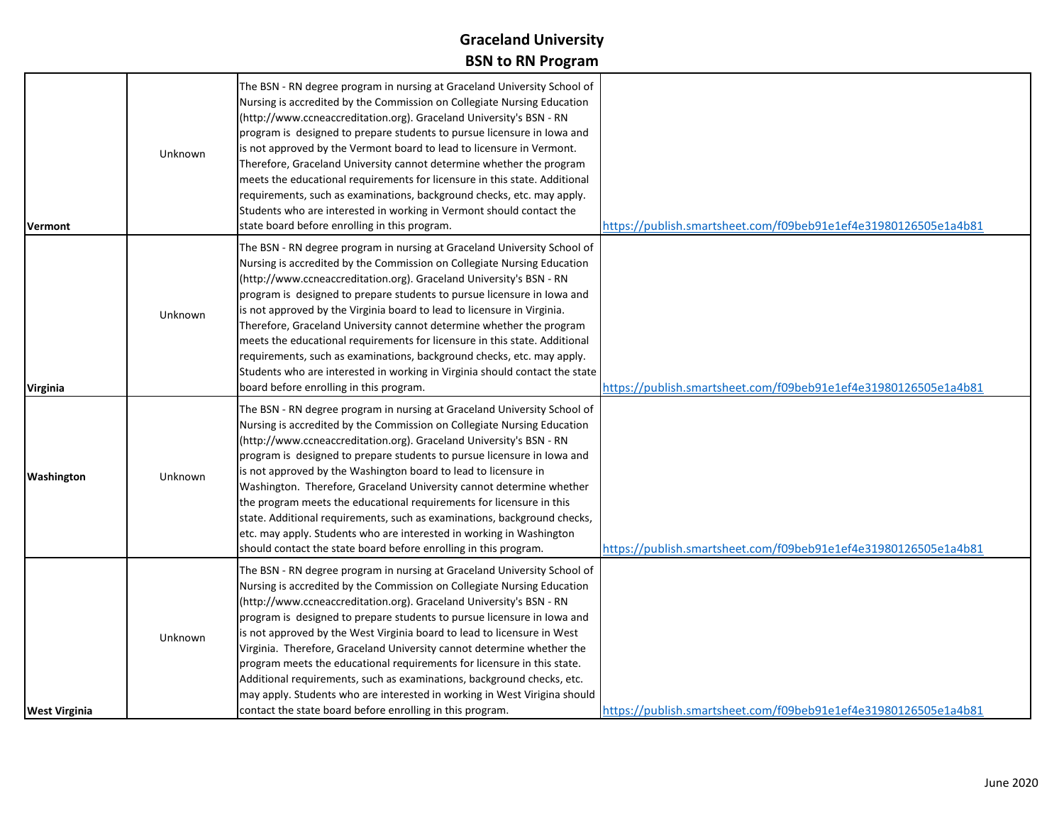# Graceland University
## BSN to RN Program

| | | | |
|---|---|---|---|
| **Vermont** | Unknown | The BSN - RN degree program in nursing at Graceland University School of Nursing is accredited by the Commission on Collegiate Nursing Education (http://www.ccneaccreditation.org). Graceland University's BSN - RN program is designed to prepare students to pursue licensure in Iowa and is not approved by the Vermont board to lead to licensure in Vermont. Therefore, Graceland University cannot determine whether the program meets the educational requirements for licensure in this state. Additional requirements, such as examinations, background checks, etc. may apply. Students who are interested in working in Vermont should contact the state board before enrolling in this program. | https://publish.smartsheet.com/f09beb91e1ef4e31980126505e1a4b81 |
| **Virginia** | Unknown | The BSN - RN degree program in nursing at Graceland University School of Nursing is accredited by the Commission on Collegiate Nursing Education (http://www.ccneaccreditation.org). Graceland University's BSN - RN program is designed to prepare students to pursue licensure in Iowa and is not approved by the Virginia board to lead to licensure in Virginia. Therefore, Graceland University cannot determine whether the program meets the educational requirements for licensure in this state. Additional requirements, such as examinations, background checks, etc. may apply. Students who are interested in working in Virginia should contact the state board before enrolling in this program. | https://publish.smartsheet.com/f09beb91e1ef4e31980126505e1a4b81 |
| **Washington** | Unknown | The BSN - RN degree program in nursing at Graceland University School of Nursing is accredited by the Commission on Collegiate Nursing Education (http://www.ccneaccreditation.org). Graceland University's BSN - RN program is designed to prepare students to pursue licensure in Iowa and is not approved by the Washington board to lead to licensure in Washington. Therefore, Graceland University cannot determine whether the program meets the educational requirements for licensure in this state. Additional requirements, such as examinations, background checks, etc. may apply. Students who are interested in working in Washington should contact the state board before enrolling in this program. | https://publish.smartsheet.com/f09beb91e1ef4e31980126505e1a4b81 |
| **West Virginia** | Unknown | The BSN - RN degree program in nursing at Graceland University School of Nursing is accredited by the Commission on Collegiate Nursing Education (http://www.ccneaccreditation.org). Graceland University's BSN - RN program is designed to prepare students to pursue licensure in Iowa and is not approved by the West Virginia board to lead to licensure in West Virginia. Therefore, Graceland University cannot determine whether the program meets the educational requirements for licensure in this state. Additional requirements, such as examinations, background checks, etc. may apply. Students who are interested in working in West Virigina should contact the state board before enrolling in this program. | https://publish.smartsheet.com/f09beb91e1ef4e31980126505e1a4b81 |

June 2020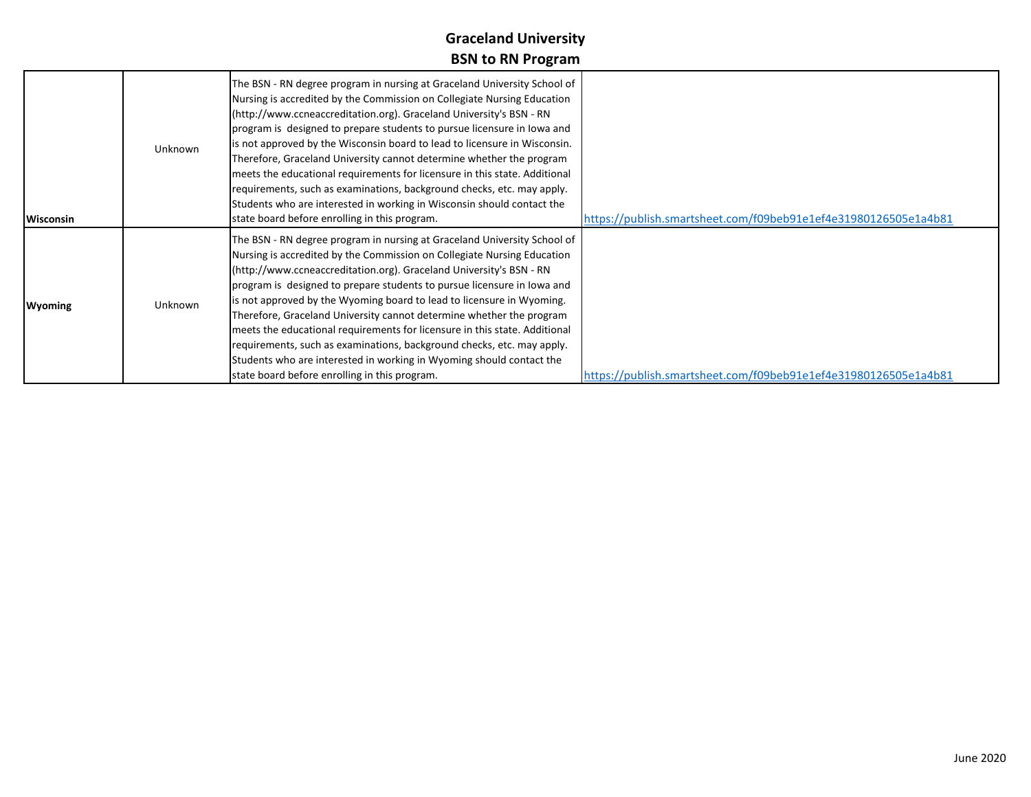# Graceland University
## BSN to RN Program

| | | | |
|---|---|---|---|
| **Wisconsin** | Unknown | The BSN - RN degree program in nursing at Graceland University School of Nursing is accredited by the Commission on Collegiate Nursing Education (http://www.ccneaccreditation.org). Graceland University's BSN - RN program is designed to prepare students to pursue licensure in Iowa and is not approved by the Wisconsin board to lead to licensure in Wisconsin. Therefore, Graceland University cannot determine whether the program meets the educational requirements for licensure in this state. Additional requirements, such as examinations, background checks, etc. may apply. Students who are interested in working in Wisconsin should contact the state board before enrolling in this program. | https://publish.smartsheet.com/f09beb91e1ef4e31980126505e1a4b81 |
| **Wyoming** | Unknown | The BSN - RN degree program in nursing at Graceland University School of Nursing is accredited by the Commission on Collegiate Nursing Education (http://www.ccneaccreditation.org). Graceland University's BSN - RN program is designed to prepare students to pursue licensure in Iowa and is not approved by the Wyoming board to lead to licensure in Wyoming. Therefore, Graceland University cannot determine whether the program meets the educational requirements for licensure in this state. Additional requirements, such as examinations, background checks, etc. may apply. Students who are interested in working in Wyoming should contact the state board before enrolling in this program. | https://publish.smartsheet.com/f09beb91e1ef4e31980126505e1a4b81 |

June 2020